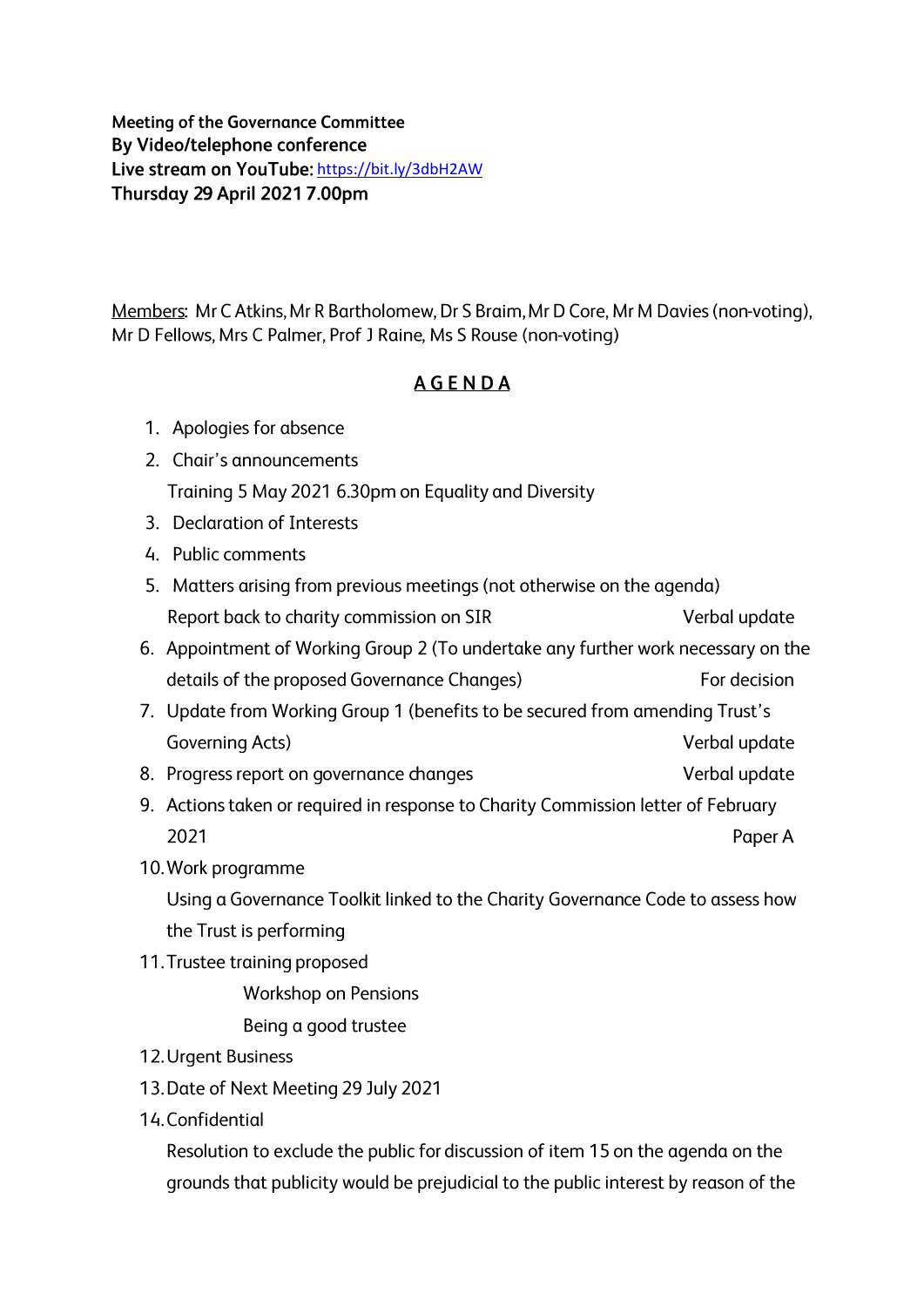**Meeting of the Governance Committee**
**By Video/telephone conference**
**Live stream on YouTube:** https://bit.ly/3dbH2AW
**Thursday 29 April 2021 7.00pm**

Members: Mr C Atkins, Mr R Bartholomew, Dr S Braim, Mr D Core, Mr M Davies (non-voting), Mr D Fellows, Mrs C Palmer, Prof J Raine, Ms S Rouse (non-voting)

## AGENDA

1. Apologies for absence
2. Chair's announcements
   Training 5 May 2021 6.30pm on Equality and Diversity
3. Declaration of Interests
4. Public comments
5. Matters arising from previous meetings (not otherwise on the agenda)
   Report back to charity commission on SIR — Verbal update
6. Appointment of Working Group 2 (To undertake any further work necessary on the details of the proposed Governance Changes) — For decision
7. Update from Working Group 1 (benefits to be secured from amending Trust's Governing Acts) — Verbal update
8. Progress report on governance changes — Verbal update
9. Actions taken or required in response to Charity Commission letter of February 2021 — Paper A
10. Work programme
    Using a Governance Toolkit linked to the Charity Governance Code to assess how the Trust is performing
11. Trustee training proposed
    - Workshop on Pensions
    - Being a good trustee
12. Urgent Business
13. Date of Next Meeting 29 July 2021
14. Confidential
    Resolution to exclude the public for discussion of item 15 on the agenda on the grounds that publicity would be prejudicial to the public interest by reason of the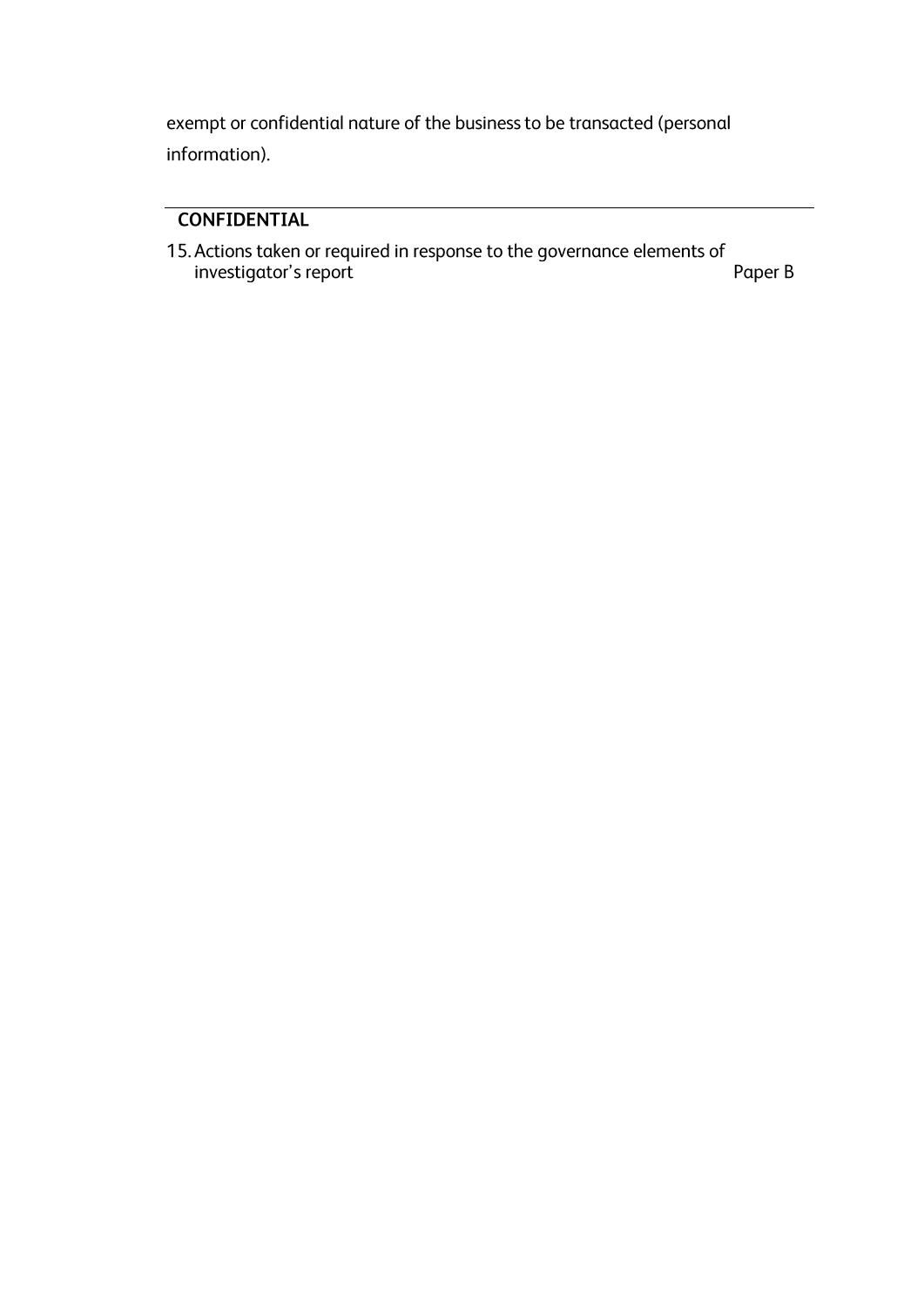exempt or confidential nature of the business to be transacted (personal information).

## CONFIDENTIAL

15. Actions taken or required in response to the governance elements of investigator's report — Paper B